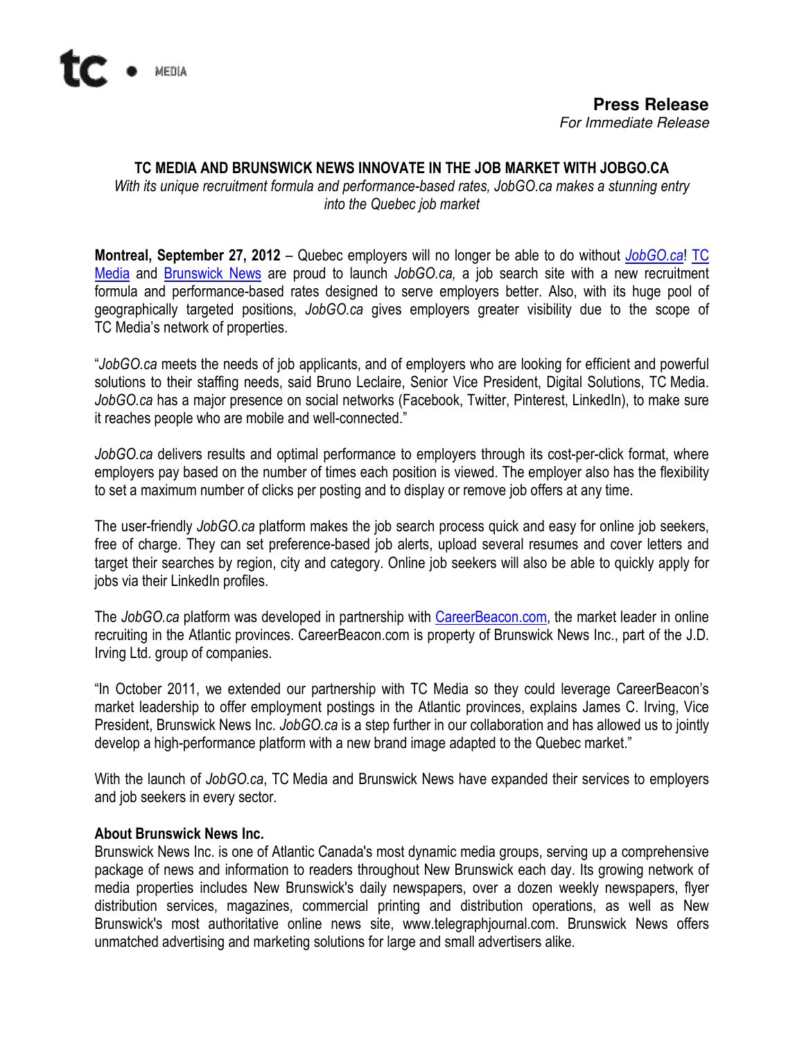tc • MEDIA

**Press Release**
*For Immediate Release*

# TC MEDIA AND BRUNSWICK NEWS INNOVATE IN THE JOB MARKET WITH JOBGO.CA

*With its unique recruitment formula and performance-based rates, JobGO.ca makes a stunning entry into the Quebec job market*

**Montreal, September 27, 2012** – Quebec employers will no longer be able to do without *JobGO.ca*! TC Media and Brunswick News are proud to launch *JobGO.ca,* a job search site with a new recruitment formula and performance-based rates designed to serve employers better. Also, with its huge pool of geographically targeted positions, *JobGO.ca* gives employers greater visibility due to the scope of TC Media's network of properties.

"*JobGO.ca* meets the needs of job applicants, and of employers who are looking for efficient and powerful solutions to their staffing needs, said Bruno Leclaire, Senior Vice President, Digital Solutions, TC Media. *JobGO.ca* has a major presence on social networks (Facebook, Twitter, Pinterest, LinkedIn), to make sure it reaches people who are mobile and well-connected."

*JobGO.ca* delivers results and optimal performance to employers through its cost-per-click format, where employers pay based on the number of times each position is viewed. The employer also has the flexibility to set a maximum number of clicks per posting and to display or remove job offers at any time.

The user-friendly *JobGO.ca* platform makes the job search process quick and easy for online job seekers, free of charge. They can set preference-based job alerts, upload several resumes and cover letters and target their searches by region, city and category. Online job seekers will also be able to quickly apply for jobs via their LinkedIn profiles.

The *JobGO.ca* platform was developed in partnership with CareerBeacon.com, the market leader in online recruiting in the Atlantic provinces. CareerBeacon.com is property of Brunswick News Inc., part of the J.D. Irving Ltd. group of companies.

"In October 2011, we extended our partnership with TC Media so they could leverage CareerBeacon's market leadership to offer employment postings in the Atlantic provinces, explains James C. Irving, Vice President, Brunswick News Inc. *JobGO.ca* is a step further in our collaboration and has allowed us to jointly develop a high-performance platform with a new brand image adapted to the Quebec market."

With the launch of *JobGO.ca*, TC Media and Brunswick News have expanded their services to employers and job seekers in every sector.

**About Brunswick News Inc.**

Brunswick News Inc. is one of Atlantic Canada's most dynamic media groups, serving up a comprehensive package of news and information to readers throughout New Brunswick each day. Its growing network of media properties includes New Brunswick's daily newspapers, over a dozen weekly newspapers, flyer distribution services, magazines, commercial printing and distribution operations, as well as New Brunswick's most authoritative online news site, www.telegraphjournal.com. Brunswick News offers unmatched advertising and marketing solutions for large and small advertisers alike.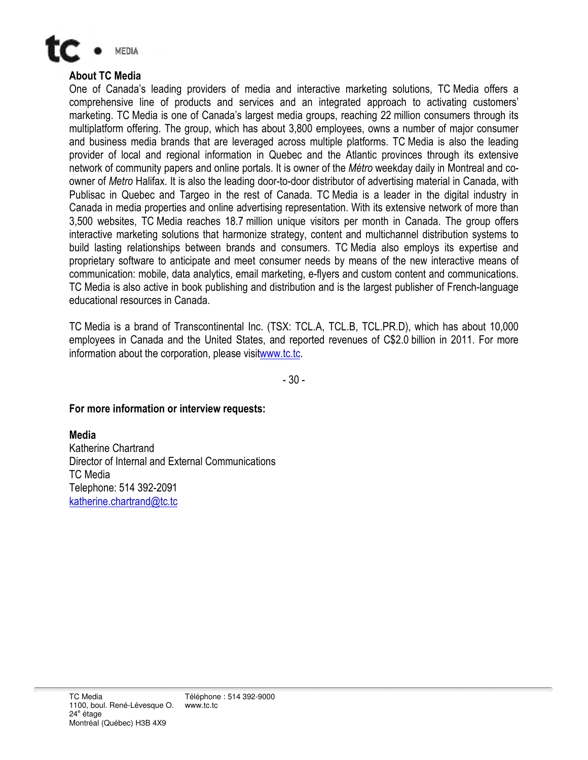## About TC Media

One of Canada's leading providers of media and interactive marketing solutions, TC Media offers a comprehensive line of products and services and an integrated approach to activating customers' marketing. TC Media is one of Canada's largest media groups, reaching 22 million consumers through its multiplatform offering. The group, which has about 3,800 employees, owns a number of major consumer and business media brands that are leveraged across multiple platforms. TC Media is also the leading provider of local and regional information in Quebec and the Atlantic provinces through its extensive network of community papers and online portals. It is owner of the *Métro* weekday daily in Montreal and co-owner of *Metro* Halifax. It is also the leading door-to-door distributor of advertising material in Canada, with Publisac in Quebec and Targeo in the rest of Canada. TC Media is a leader in the digital industry in Canada in media properties and online advertising representation. With its extensive network of more than 3,500 websites, TC Media reaches 18.7 million unique visitors per month in Canada. The group offers interactive marketing solutions that harmonize strategy, content and multichannel distribution systems to build lasting relationships between brands and consumers. TC Media also employs its expertise and proprietary software to anticipate and meet consumer needs by means of the new interactive means of communication: mobile, data analytics, email marketing, e-flyers and custom content and communications. TC Media is also active in book publishing and distribution and is the largest publisher of French-language educational resources in Canada.

TC Media is a brand of Transcontinental Inc. (TSX: TCL.A, TCL.B, TCL.PR.D), which has about 10,000 employees in Canada and the United States, and reported revenues of C$2.0 billion in 2011. For more information about the corporation, please visitwww.tc.tc.

- 30 -

**For more information or interview requests:**

**Media**
Katherine Chartrand
Director of Internal and External Communications
TC Media
Telephone: 514 392-2091
katherine.chartrand@tc.tc

TC Media
1100, boul. René-Lévesque O.
24e étage
Montréal (Québec) H3B 4X9

Téléphone : 514 392-9000
www.tc.tc